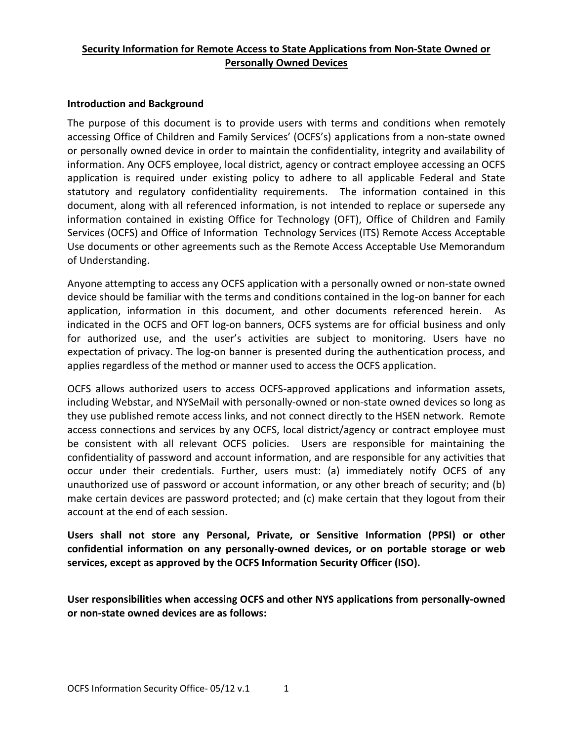# Security Information for Remote Access to State Applications from Non-State Owned or Personally Owned Devices

## Introduction and Background

The purpose of this document is to provide users with terms and conditions when remotely accessing Office of Children and Family Services' (OCFS's) applications from a non-state owned or personally owned device in order to maintain the confidentiality, integrity and availability of information. Any OCFS employee, local district, agency or contract employee accessing an OCFS application is required under existing policy to adhere to all applicable Federal and State statutory and regulatory confidentiality requirements. The information contained in this document, along with all referenced information, is not intended to replace or supersede any information contained in existing Office for Technology (OFT), Office of Children and Family Services (OCFS) and Office of Information Technology Services (ITS) Remote Access Acceptable Use documents or other agreements such as the Remote Access Acceptable Use Memorandum of Understanding.

Anyone attempting to access any OCFS application with a personally owned or non-state owned device should be familiar with the terms and conditions contained in the log-on banner for each application, information in this document, and other documents referenced herein. As indicated in the OCFS and OFT log-on banners, OCFS systems are for official business and only for authorized use, and the user's activities are subject to monitoring. Users have no expectation of privacy. The log-on banner is presented during the authentication process, and applies regardless of the method or manner used to access the OCFS application.

OCFS allows authorized users to access OCFS-approved applications and information assets, including Webstar, and NYSeMail with personally-owned or non-state owned devices so long as they use published remote access links, and not connect directly to the HSEN network. Remote access connections and services by any OCFS, local district/agency or contract employee must be consistent with all relevant OCFS policies. Users are responsible for maintaining the confidentiality of password and account information, and are responsible for any activities that occur under their credentials. Further, users must: (a) immediately notify OCFS of any unauthorized use of password or account information, or any other breach of security; and (b) make certain devices are password protected; and (c) make certain that they logout from their account at the end of each session.

**Users shall not store any Personal, Private, or Sensitive Information (PPSI) or other confidential information on any personally-owned devices, or on portable storage or web services, except as approved by the OCFS Information Security Officer (ISO).**

**User responsibilities when accessing OCFS and other NYS applications from personally-owned or non-state owned devices are as follows:**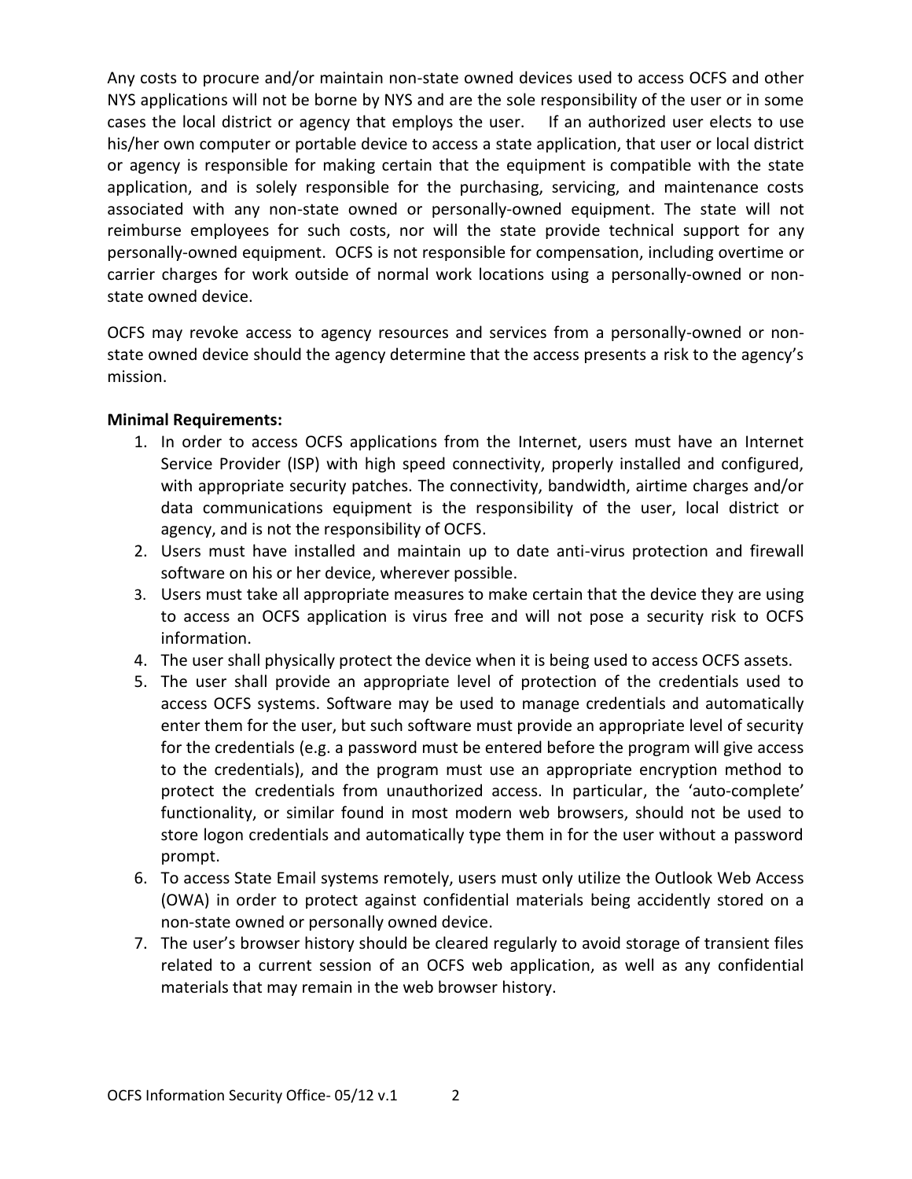Any costs to procure and/or maintain non-state owned devices used to access OCFS and other NYS applications will not be borne by NYS and are the sole responsibility of the user or in some cases the local district or agency that employs the user. If an authorized user elects to use his/her own computer or portable device to access a state application, that user or local district or agency is responsible for making certain that the equipment is compatible with the state application, and is solely responsible for the purchasing, servicing, and maintenance costs associated with any non-state owned or personally-owned equipment. The state will not reimburse employees for such costs, nor will the state provide technical support for any personally-owned equipment. OCFS is not responsible for compensation, including overtime or carrier charges for work outside of normal work locations using a personally-owned or non-state owned device.

OCFS may revoke access to agency resources and services from a personally-owned or non-state owned device should the agency determine that the access presents a risk to the agency's mission.

**Minimal Requirements:**

1. In order to access OCFS applications from the Internet, users must have an Internet Service Provider (ISP) with high speed connectivity, properly installed and configured, with appropriate security patches. The connectivity, bandwidth, airtime charges and/or data communications equipment is the responsibility of the user, local district or agency, and is not the responsibility of OCFS.
2. Users must have installed and maintain up to date anti-virus protection and firewall software on his or her device, wherever possible.
3. Users must take all appropriate measures to make certain that the device they are using to access an OCFS application is virus free and will not pose a security risk to OCFS information.
4. The user shall physically protect the device when it is being used to access OCFS assets.
5. The user shall provide an appropriate level of protection of the credentials used to access OCFS systems. Software may be used to manage credentials and automatically enter them for the user, but such software must provide an appropriate level of security for the credentials (e.g. a password must be entered before the program will give access to the credentials), and the program must use an appropriate encryption method to protect the credentials from unauthorized access. In particular, the 'auto-complete' functionality, or similar found in most modern web browsers, should not be used to store logon credentials and automatically type them in for the user without a password prompt.
6. To access State Email systems remotely, users must only utilize the Outlook Web Access (OWA) in order to protect against confidential materials being accidently stored on a non-state owned or personally owned device.
7. The user's browser history should be cleared regularly to avoid storage of transient files related to a current session of an OCFS web application, as well as any confidential materials that may remain in the web browser history.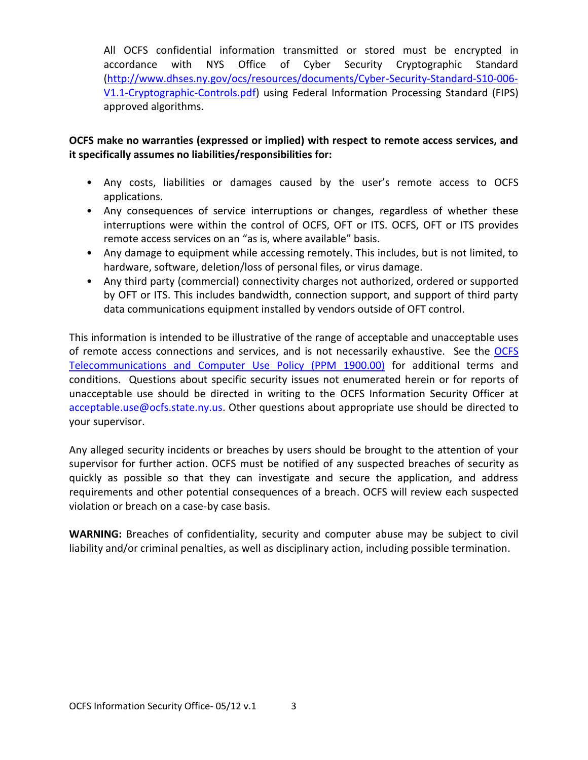All OCFS confidential information transmitted or stored must be encrypted in accordance with NYS Office of Cyber Security Cryptographic Standard ([http://www.dhses.ny.gov/ocs/resources/documents/Cyber-Security-Standard-S10-006-V1.1-Cryptographic-Controls.pdf](http://www.dhses.ny.gov/ocs/resources/documents/Cyber-Security-Standard-S10-006-V1.1-Cryptographic-Controls.pdf)) using Federal Information Processing Standard (FIPS) approved algorithms.

**OCFS make no warranties (expressed or implied) with respect to remote access services, and it specifically assumes no liabilities/responsibilities for:**

- Any costs, liabilities or damages caused by the user's remote access to OCFS applications.
- Any consequences of service interruptions or changes, regardless of whether these interruptions were within the control of OCFS, OFT or ITS. OCFS, OFT or ITS provides remote access services on an "as is, where available" basis.
- Any damage to equipment while accessing remotely. This includes, but is not limited, to hardware, software, deletion/loss of personal files, or virus damage.
- Any third party (commercial) connectivity charges not authorized, ordered or supported by OFT or ITS. This includes bandwidth, connection support, and support of third party data communications equipment installed by vendors outside of OFT control.

This information is intended to be illustrative of the range of acceptable and unacceptable uses of remote access connections and services, and is not necessarily exhaustive. See the OCFS Telecommunications and Computer Use Policy (PPM 1900.00) for additional terms and conditions. Questions about specific security issues not enumerated herein or for reports of unacceptable use should be directed in writing to the OCFS Information Security Officer at acceptable.use@ocfs.state.ny.us. Other questions about appropriate use should be directed to your supervisor.

Any alleged security incidents or breaches by users should be brought to the attention of your supervisor for further action. OCFS must be notified of any suspected breaches of security as quickly as possible so that they can investigate and secure the application, and address requirements and other potential consequences of a breach. OCFS will review each suspected violation or breach on a case-by case basis.

**WARNING:** Breaches of confidentiality, security and computer abuse may be subject to civil liability and/or criminal penalties, as well as disciplinary action, including possible termination.